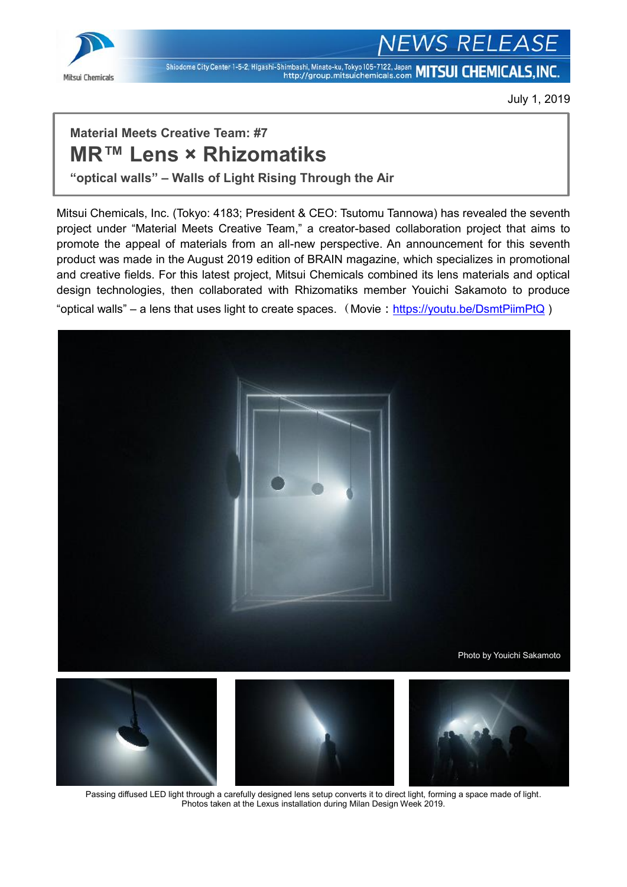July 1, 2019

**Material Meets Creative Team: #7**

# MR™ Lens × Rhizomatiks

**"optical walls" – Walls of Light Rising Through the Air**

Mitsui Chemicals, Inc. (Tokyo: 4183; President & CEO: Tsutomu Tannowa) has revealed the seventh project under "Material Meets Creative Team," a creator-based collaboration project that aims to promote the appeal of materials from an all-new perspective. An announcement for this seventh product was made in the August 2019 edition of BRAIN magazine, which specializes in promotional and creative fields. For this latest project, Mitsui Chemicals combined its lens materials and optical design technologies, then collaborated with Rhizomatiks member Youichi Sakamoto to produce "optical walls" – a lens that uses light to create spaces.（Movie：https://youtu.be/DsmtPiimPtQ）

Photo by Youichi Sakamoto

Passing diffused LED light through a carefully designed lens setup converts it to direct light, forming a space made of light.
Photos taken at the Lexus installation during Milan Design Week 2019.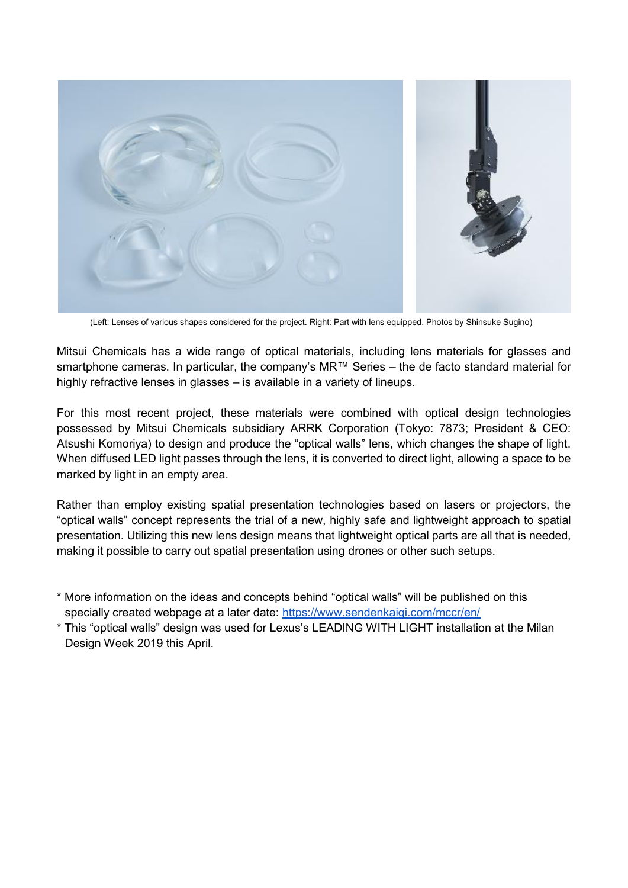(Left: Lenses of various shapes considered for the project. Right: Part with lens equipped. Photos by Shinsuke Sugino)

Mitsui Chemicals has a wide range of optical materials, including lens materials for glasses and smartphone cameras. In particular, the company's MR™ Series – the de facto standard material for highly refractive lenses in glasses – is available in a variety of lineups.

For this most recent project, these materials were combined with optical design technologies possessed by Mitsui Chemicals subsidiary ARRK Corporation (Tokyo: 7873; President & CEO: Atsushi Komoriya) to design and produce the "optical walls" lens, which changes the shape of light. When diffused LED light passes through the lens, it is converted to direct light, allowing a space to be marked by light in an empty area.

Rather than employ existing spatial presentation technologies based on lasers or projectors, the "optical walls" concept represents the trial of a new, highly safe and lightweight approach to spatial presentation. Utilizing this new lens design means that lightweight optical parts are all that is needed, making it possible to carry out spatial presentation using drones or other such setups.

* More information on the ideas and concepts behind "optical walls" will be published on this specially created webpage at a later date: [https://www.sendenkaigi.com/mccr/en/](https://www.sendenkaigi.com/mccr/en/)
* This "optical walls" design was used for Lexus's LEADING WITH LIGHT installation at the Milan Design Week 2019 this April.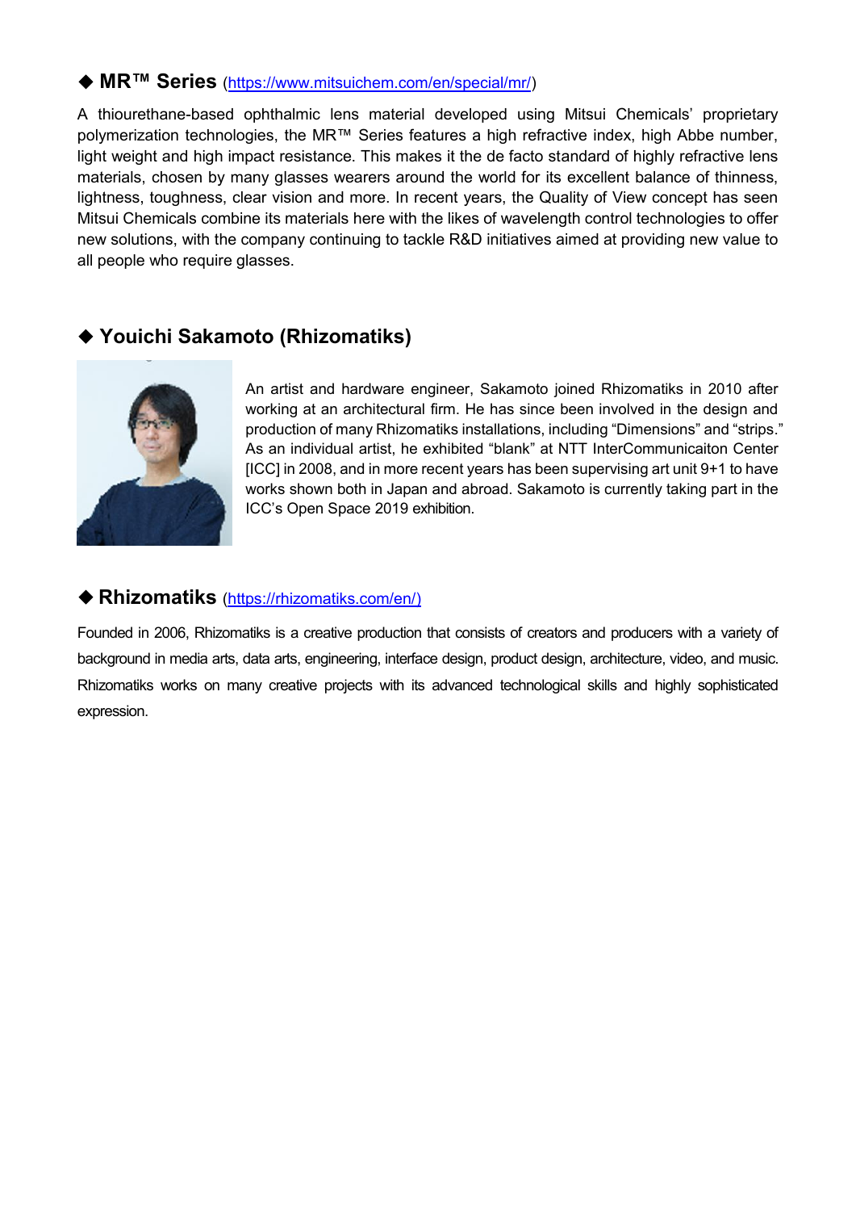## ◆ MR™ Series (https://www.mitsuichem.com/en/special/mr/)

A thiourethane-based ophthalmic lens material developed using Mitsui Chemicals' proprietary polymerization technologies, the MR™ Series features a high refractive index, high Abbe number, light weight and high impact resistance. This makes it the de facto standard of highly refractive lens materials, chosen by many glasses wearers around the world for its excellent balance of thinness, lightness, toughness, clear vision and more. In recent years, the Quality of View concept has seen Mitsui Chemicals combine its materials here with the likes of wavelength control technologies to offer new solutions, with the company continuing to tackle R&D initiatives aimed at providing new value to all people who require glasses.

## ◆ Youichi Sakamoto (Rhizomatiks)

An artist and hardware engineer, Sakamoto joined Rhizomatiks in 2010 after working at an architectural firm. He has since been involved in the design and production of many Rhizomatiks installations, including "Dimensions" and "strips." As an individual artist, he exhibited "blank" at NTT InterCommunicaiton Center [ICC] in 2008, and in more recent years has been supervising art unit 9+1 to have works shown both in Japan and abroad. Sakamoto is currently taking part in the ICC's Open Space 2019 exhibition.

## ◆ Rhizomatiks (https://rhizomatiks.com/en/)

Founded in 2006, Rhizomatiks is a creative production that consists of creators and producers with a variety of background in media arts, data arts, engineering, interface design, product design, architecture, video, and music. Rhizomatiks works on many creative projects with its advanced technological skills and highly sophisticated expression.